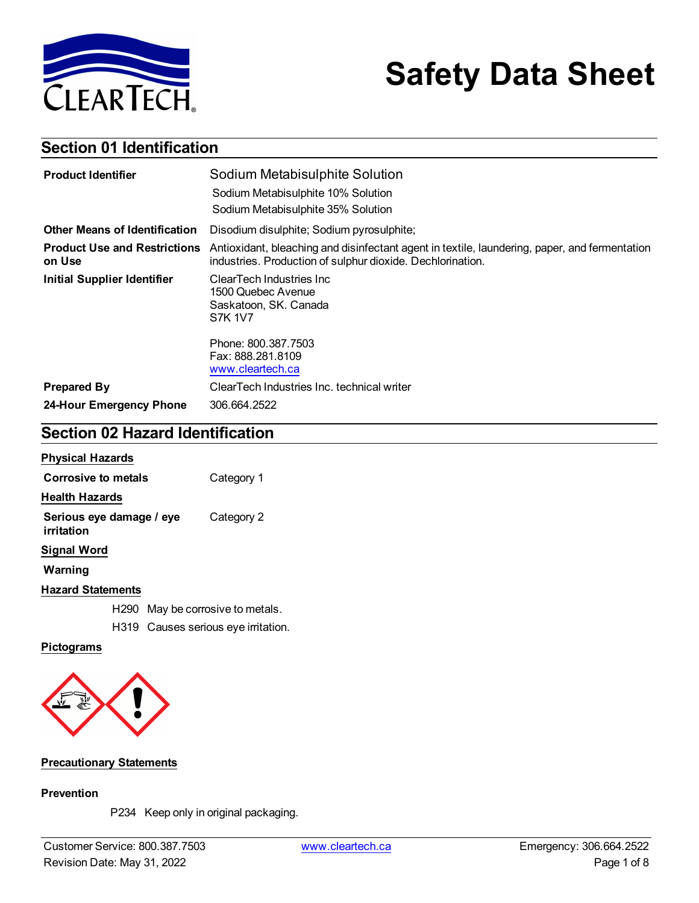# Safety Data Sheet

## Section 01 Identification

| | |
|---|---|
| **Product Identifier** | Sodium Metabisulphite Solution<br>Sodium Metabisulphite 10% Solution<br>Sodium Metabisulphite 35% Solution |
| **Other Means of Identification** | Disodium disulphite; Sodium pyrosulphite; |
| **Product Use and Restrictions on Use** | Antioxidant, bleaching and disinfectant agent in textile, laundering, paper, and fermentation industries. Production of sulphur dioxide. Dechlorination. |
| **Initial Supplier Identifier** | ClearTech Industries Inc<br>1500 Quebec Avenue<br>Saskatoon, SK. Canada<br>S7K 1V7<br><br>Phone: 800.387.7503<br>Fax: 888.281.8109<br>www.cleartech.ca |
| **Prepared By** | ClearTech Industries Inc. technical writer |
| **24-Hour Emergency Phone** | 306.664.2522 |

## Section 02 Hazard Identification

**Physical Hazards**

| | |
|---|---|
| **Corrosive to metals** | Category 1 |

**Health Hazards**

| | |
|---|---|
| **Serious eye damage / eye irritation** | Category 2 |

**Signal Word**

**Warning**

**Hazard Statements**

H290 May be corrosive to metals.

H319 Causes serious eye irritation.

**Pictograms**

**Precautionary Statements**

**Prevention**

P234 Keep only in original packaging.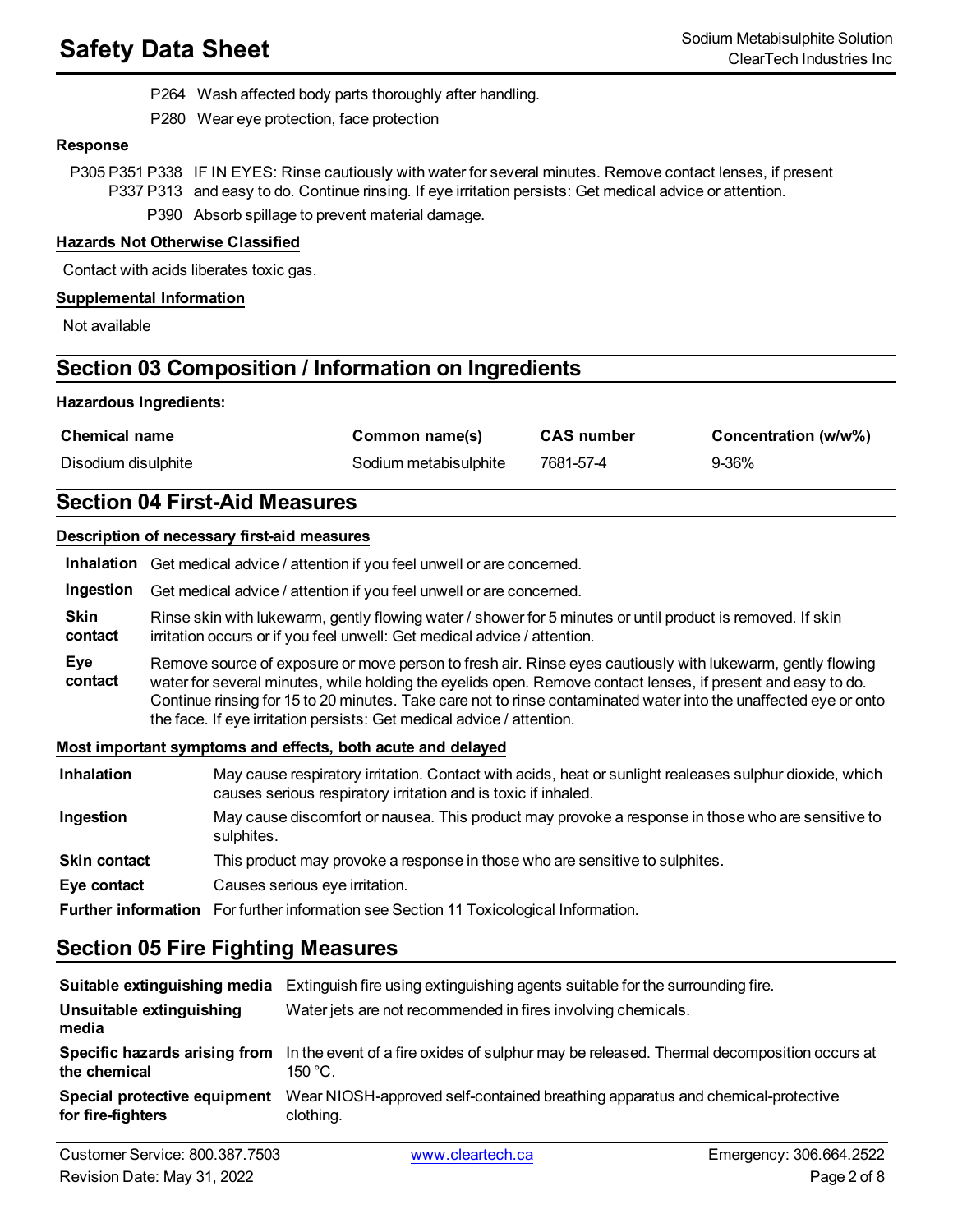P264 Wash affected body parts thoroughly after handling.

P280 Wear eye protection, face protection

**Response**

P305 P351 P338 P337 P313 IF IN EYES: Rinse cautiously with water for several minutes. Remove contact lenses, if present and easy to do. Continue rinsing. If eye irritation persists: Get medical advice or attention.

P390 Absorb spillage to prevent material damage.

**Hazards Not Otherwise Classified**

Contact with acids liberates toxic gas.

**Supplemental Information**

Not available

## Section 03 Composition / Information on Ingredients

**Hazardous Ingredients:**

| Chemical name | Common name(s) | CAS number | Concentration (w/w%) |
|---|---|---|---|
| Disodium disulphite | Sodium metabisulphite | 7681-57-4 | 9-36% |

## Section 04 First-Aid Measures

**Description of necessary first-aid measures**

**Inhalation** Get medical advice / attention if you feel unwell or are concerned.

**Ingestion** Get medical advice / attention if you feel unwell or are concerned.

**Skin contact** Rinse skin with lukewarm, gently flowing water / shower for 5 minutes or until product is removed. If skin irritation occurs or if you feel unwell: Get medical advice / attention.

**Eye contact** Remove source of exposure or move person to fresh air. Rinse eyes cautiously with lukewarm, gently flowing water for several minutes, while holding the eyelids open. Remove contact lenses, if present and easy to do. Continue rinsing for 15 to 20 minutes. Take care not to rinse contaminated water into the unaffected eye or onto the face. If eye irritation persists: Get medical advice / attention.

**Most important symptoms and effects, both acute and delayed**

| | |
|---|---|
| **Inhalation** | May cause respiratory irritation. Contact with acids, heat or sunlight realeases sulphur dioxide, which causes serious respiratory irritation and is toxic if inhaled. |
| **Ingestion** | May cause discomfort or nausea. This product may provoke a response in those who are sensitive to sulphites. |
| **Skin contact** | This product may provoke a response in those who are sensitive to sulphites. |
| **Eye contact** | Causes serious eye irritation. |
| **Further information** | For further information see Section 11 Toxicological Information. |

## Section 05 Fire Fighting Measures

| | |
|---|---|
| **Suitable extinguishing media** | Extinguish fire using extinguishing agents suitable for the surrounding fire. |
| **Unsuitable extinguishing media** | Water jets are not recommended in fires involving chemicals. |
| **Specific hazards arising from the chemical** | In the event of a fire oxides of sulphur may be released. Thermal decomposition occurs at 150 °C. |
| **Special protective equipment for fire-fighters** | Wear NIOSH-approved self-contained breathing apparatus and chemical-protective clothing. |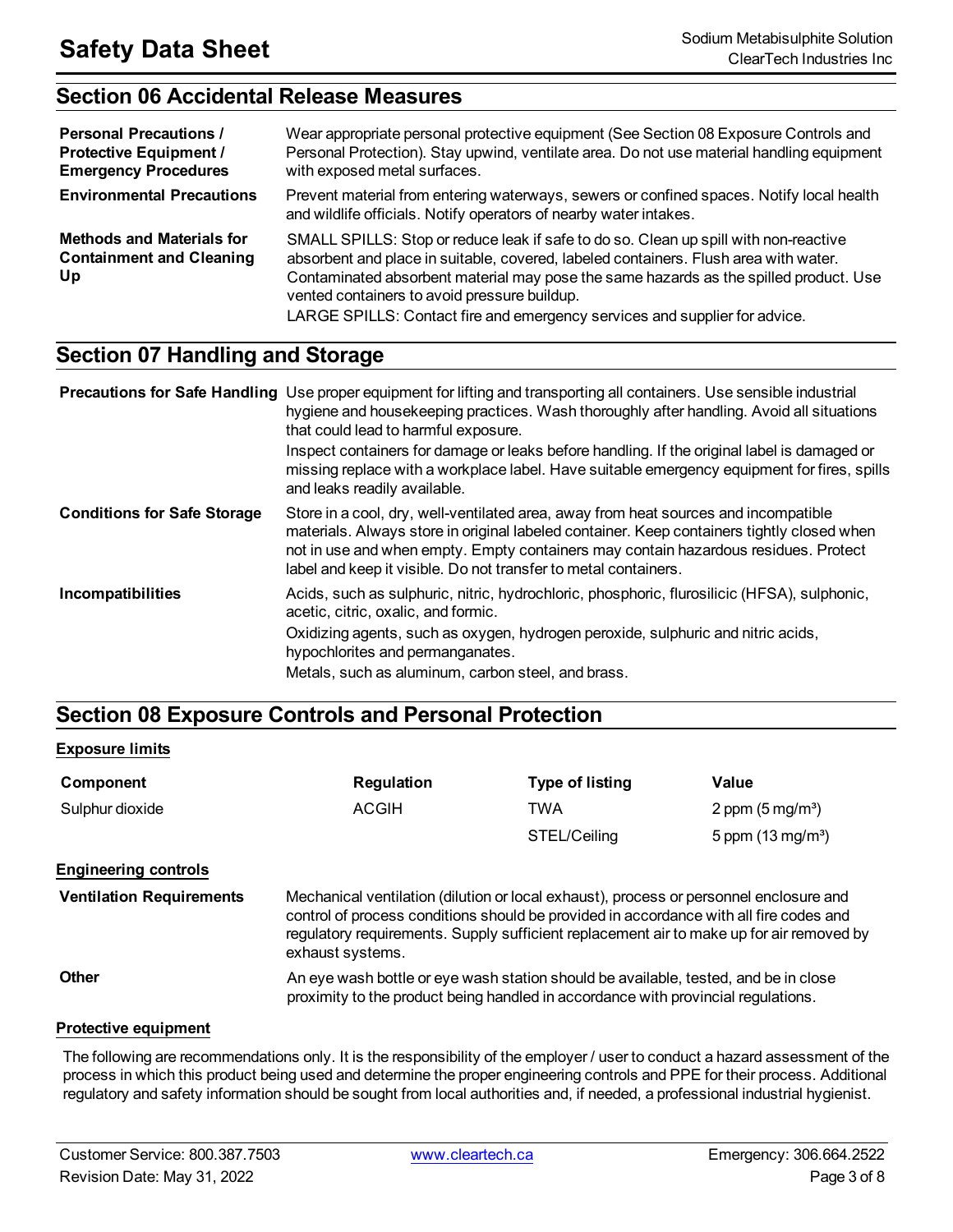## Section 06 Accidental Release Measures

| | |
|---|---|
| **Personal Precautions / Protective Equipment / Emergency Procedures** | Wear appropriate personal protective equipment (See Section 08 Exposure Controls and Personal Protection). Stay upwind, ventilate area. Do not use material handling equipment with exposed metal surfaces. |
| **Environmental Precautions** | Prevent material from entering waterways, sewers or confined spaces. Notify local health and wildlife officials. Notify operators of nearby water intakes. |
| **Methods and Materials for Containment and Cleaning Up** | SMALL SPILLS: Stop or reduce leak if safe to do so. Clean up spill with non-reactive absorbent and place in suitable, covered, labeled containers. Flush area with water. Contaminated absorbent material may pose the same hazards as the spilled product. Use vented containers to avoid pressure buildup.<br>LARGE SPILLS: Contact fire and emergency services and supplier for advice. |

## Section 07 Handling and Storage

| | |
|---|---|
| **Precautions for Safe Handling** | Use proper equipment for lifting and transporting all containers. Use sensible industrial hygiene and housekeeping practices. Wash thoroughly after handling. Avoid all situations that could lead to harmful exposure.<br>Inspect containers for damage or leaks before handling. If the original label is damaged or missing replace with a workplace label. Have suitable emergency equipment for fires, spills and leaks readily available. |
| **Conditions for Safe Storage** | Store in a cool, dry, well-ventilated area, away from heat sources and incompatible materials. Always store in original labeled container. Keep containers tightly closed when not in use and when empty. Empty containers may contain hazardous residues. Protect label and keep it visible. Do not transfer to metal containers. |
| **Incompatibilities** | Acids, such as sulphuric, nitric, hydrochloric, phosphoric, flurosilicic (HFSA), sulphonic, acetic, citric, oxalic, and formic.<br>Oxidizing agents, such as oxygen, hydrogen peroxide, sulphuric and nitric acids, hypochlorites and permanganates.<br>Metals, such as aluminum, carbon steel, and brass. |

## Section 08 Exposure Controls and Personal Protection

**Exposure limits**

| Component | Regulation | Type of listing | Value |
|---|---|---|---|
| Sulphur dioxide | ACGIH | TWA | 2 ppm (5 mg/m³) |
| | | STEL/Ceiling | 5 ppm (13 mg/m³) |

**Engineering controls**

| | |
|---|---|
| **Ventilation Requirements** | Mechanical ventilation (dilution or local exhaust), process or personnel enclosure and control of process conditions should be provided in accordance with all fire codes and regulatory requirements. Supply sufficient replacement air to make up for air removed by exhaust systems. |
| **Other** | An eye wash bottle or eye wash station should be available, tested, and be in close proximity to the product being handled in accordance with provincial regulations. |

**Protective equipment**

The following are recommendations only. It is the responsibility of the employer / user to conduct a hazard assessment of the process in which this product being used and determine the proper engineering controls and PPE for their process. Additional regulatory and safety information should be sought from local authorities and, if needed, a professional industrial hygienist.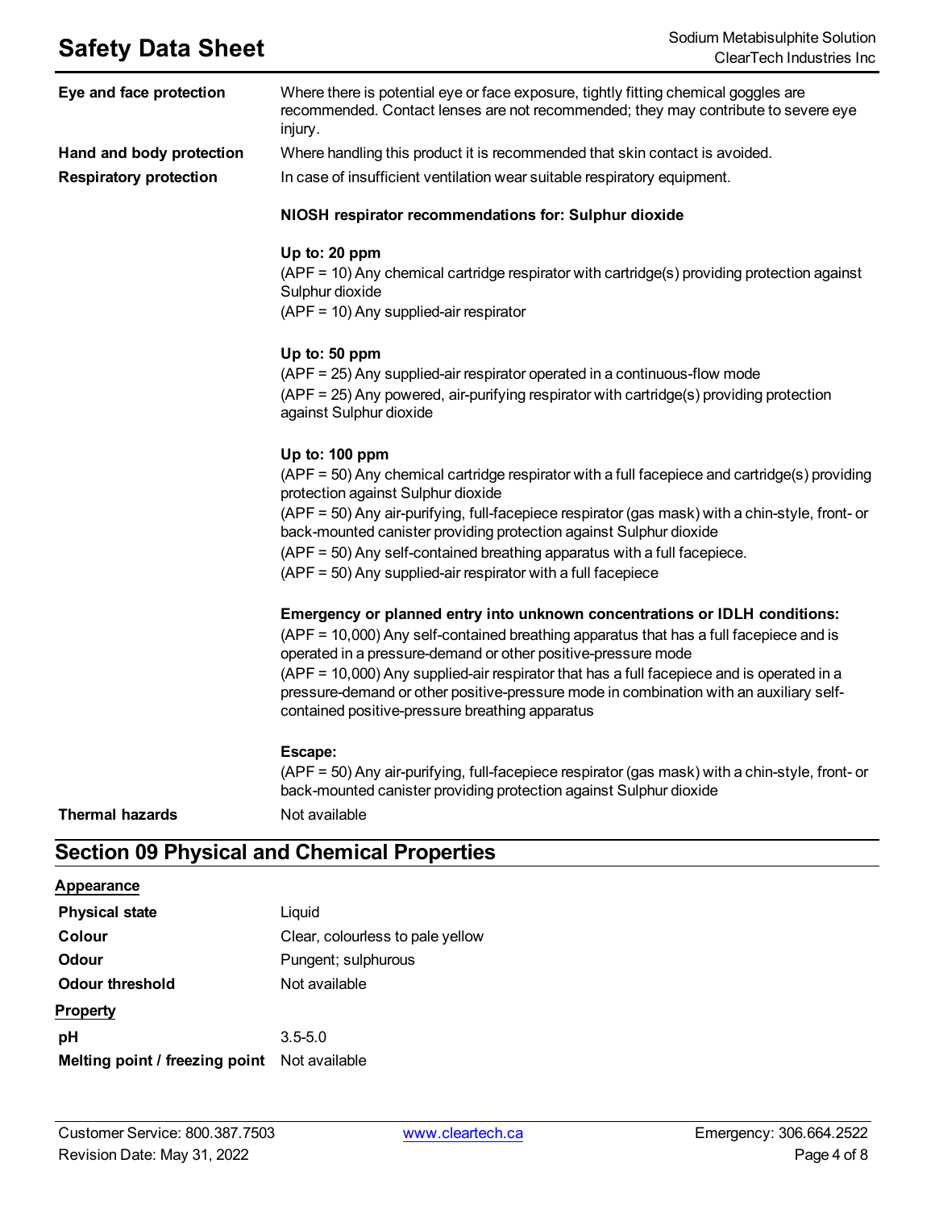**Eye and face protection**
Where there is potential eye or face exposure, tightly fitting chemical goggles are recommended. Contact lenses are not recommended; they may contribute to severe eye injury.

**Hand and body protection**
Where handling this product it is recommended that skin contact is avoided.

**Respiratory protection**
In case of insufficient ventilation wear suitable respiratory equipment.

**NIOSH respirator recommendations for: Sulphur dioxide**

**Up to: 20 ppm**
(APF = 10) Any chemical cartridge respirator with cartridge(s) providing protection against Sulphur dioxide
(APF = 10) Any supplied-air respirator

**Up to: 50 ppm**
(APF = 25) Any supplied-air respirator operated in a continuous-flow mode
(APF = 25) Any powered, air-purifying respirator with cartridge(s) providing protection against Sulphur dioxide

**Up to: 100 ppm**
(APF = 50) Any chemical cartridge respirator with a full facepiece and cartridge(s) providing protection against Sulphur dioxide
(APF = 50) Any air-purifying, full-facepiece respirator (gas mask) with a chin-style, front- or back-mounted canister providing protection against Sulphur dioxide
(APF = 50) Any self-contained breathing apparatus with a full facepiece.
(APF = 50) Any supplied-air respirator with a full facepiece

**Emergency or planned entry into unknown concentrations or IDLH conditions:**
(APF = 10,000) Any self-contained breathing apparatus that has a full facepiece and is operated in a pressure-demand or other positive-pressure mode
(APF = 10,000) Any supplied-air respirator that has a full facepiece and is operated in a pressure-demand or other positive-pressure mode in combination with an auxiliary self-contained positive-pressure breathing apparatus

**Escape:**
(APF = 50) Any air-purifying, full-facepiece respirator (gas mask) with a chin-style, front- or back-mounted canister providing protection against Sulphur dioxide

**Thermal hazards**
Not available

## Section 09 Physical and Chemical Properties

**Appearance**

| | |
|---|---|
| **Physical state** | Liquid |
| **Colour** | Clear, colourless to pale yellow |
| **Odour** | Pungent; sulphurous |
| **Odour threshold** | Not available |

**Property**

| | |
|---|---|
| **pH** | 3.5-5.0 |
| **Melting point / freezing point** | Not available |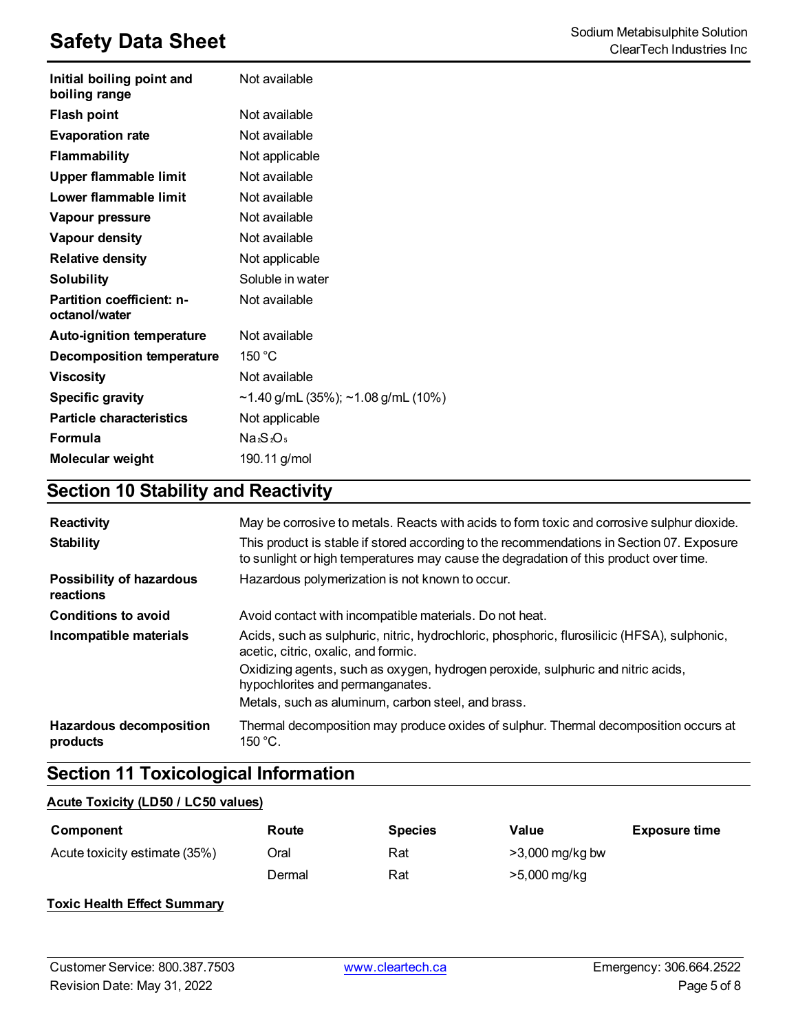| | |
|---|---|
| **Initial boiling point and boiling range** | Not available |
| **Flash point** | Not available |
| **Evaporation rate** | Not available |
| **Flammability** | Not applicable |
| **Upper flammable limit** | Not available |
| **Lower flammable limit** | Not available |
| **Vapour pressure** | Not available |
| **Vapour density** | Not available |
| **Relative density** | Not applicable |
| **Solubility** | Soluble in water |
| **Partition coefficient: n-octanol/water** | Not available |
| **Auto-ignition temperature** | Not available |
| **Decomposition temperature** | 150 °C |
| **Viscosity** | Not available |
| **Specific gravity** | ~1.40 g/mL (35%); ~1.08 g/mL (10%) |
| **Particle characteristics** | Not applicable |
| **Formula** | $Na_2S_2O_5$ |
| **Molecular weight** | 190.11 g/mol |

## Section 10 Stability and Reactivity

| | |
|---|---|
| **Reactivity** | May be corrosive to metals. Reacts with acids to form toxic and corrosive sulphur dioxide. |
| **Stability** | This product is stable if stored according to the recommendations in Section 07. Exposure to sunlight or high temperatures may cause the degradation of this product over time. |
| **Possibility of hazardous reactions** | Hazardous polymerization is not known to occur. |
| **Conditions to avoid** | Avoid contact with incompatible materials. Do not heat. |
| **Incompatible materials** | Acids, such as sulphuric, nitric, hydrochloric, phosphoric, flurosilicic (HFSA), sulphonic, acetic, citric, oxalic, and formic.<br>Oxidizing agents, such as oxygen, hydrogen peroxide, sulphuric and nitric acids, hypochlorites and permanganates.<br>Metals, such as aluminum, carbon steel, and brass. |
| **Hazardous decomposition products** | Thermal decomposition may produce oxides of sulphur. Thermal decomposition occurs at 150 °C. |

## Section 11 Toxicological Information

**Acute Toxicity (LD50 / LC50 values)**

| Component | Route | Species | Value | Exposure time |
|---|---|---|---|---|
| Acute toxicity estimate (35%) | Oral | Rat | >3,000 mg/kg bw | |
| | Dermal | Rat | >5,000 mg/kg | |

**Toxic Health Effect Summary**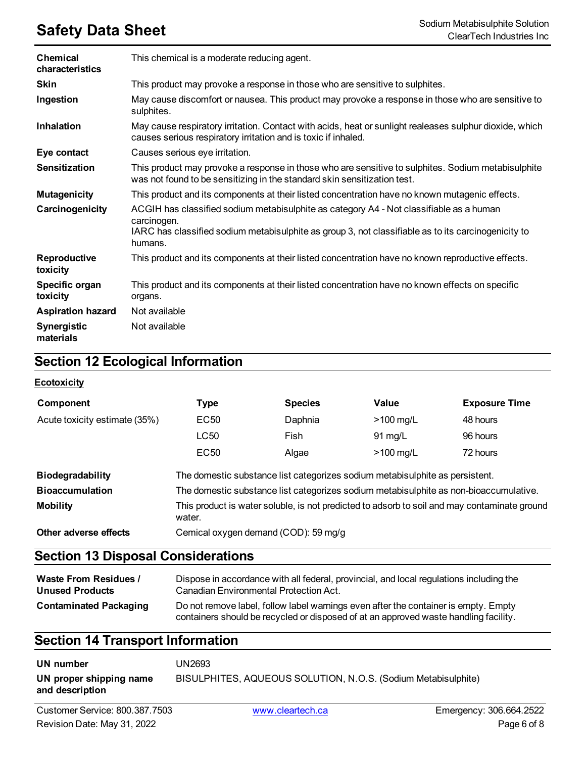| | |
|---|---|
| **Chemical characteristics** | This chemical is a moderate reducing agent. |
| **Skin** | This product may provoke a response in those who are sensitive to sulphites. |
| **Ingestion** | May cause discomfort or nausea. This product may provoke a response in those who are sensitive to sulphites. |
| **Inhalation** | May cause respiratory irritation. Contact with acids, heat or sunlight realeases sulphur dioxide, which causes serious respiratory irritation and is toxic if inhaled. |
| **Eye contact** | Causes serious eye irritation. |
| **Sensitization** | This product may provoke a response in those who are sensitive to sulphites. Sodium metabisulphite was not found to be sensitizing in the standard skin sensitization test. |
| **Mutagenicity** | This product and its components at their listed concentration have no known mutagenic effects. |
| **Carcinogenicity** | ACGIH has classified sodium metabisulphite as category A4 - Not classifiable as a human carcinogen.<br>IARC has classified sodium metabisulphite as group 3, not classifiable as to its carcinogenicity to humans. |
| **Reproductive toxicity** | This product and its components at their listed concentration have no known reproductive effects. |
| **Specific organ toxicity** | This product and its components at their listed concentration have no known effects on specific organs. |
| **Aspiration hazard** | Not available |
| **Synergistic materials** | Not available |

## Section 12 Ecological Information

**Ecotoxicity**

| Component | Type | Species | Value | Exposure Time |
|---|---|---|---|---|
| Acute toxicity estimate (35%) | EC50 | Daphnia | >100 mg/L | 48 hours |
| | LC50 | Fish | 91 mg/L | 96 hours |
| | EC50 | Algae | >100 mg/L | 72 hours |

| | |
|---|---|
| **Biodegradability** | The domestic substance list categorizes sodium metabisulphite as persistent. |
| **Bioaccumulation** | The domestic substance list categorizes sodium metabisulphite as non-bioaccumulative. |
| **Mobility** | This product is water soluble, is not predicted to adsorb to soil and may contaminate ground water. |
| **Other adverse effects** | Cemical oxygen demand (COD): 59 mg/g |

## Section 13 Disposal Considerations

| | |
|---|---|
| **Waste From Residues / Unused Products** | Dispose in accordance with all federal, provincial, and local regulations including the Canadian Environmental Protection Act. |
| **Contaminated Packaging** | Do not remove label, follow label warnings even after the container is empty. Empty containers should be recycled or disposed of at an approved waste handling facility. |

## Section 14 Transport Information

| | |
|---|---|
| **UN number** | UN2693 |
| **UN proper shipping name and description** | BISULPHITES, AQUEOUS SOLUTION, N.O.S. (Sodium Metabisulphite) |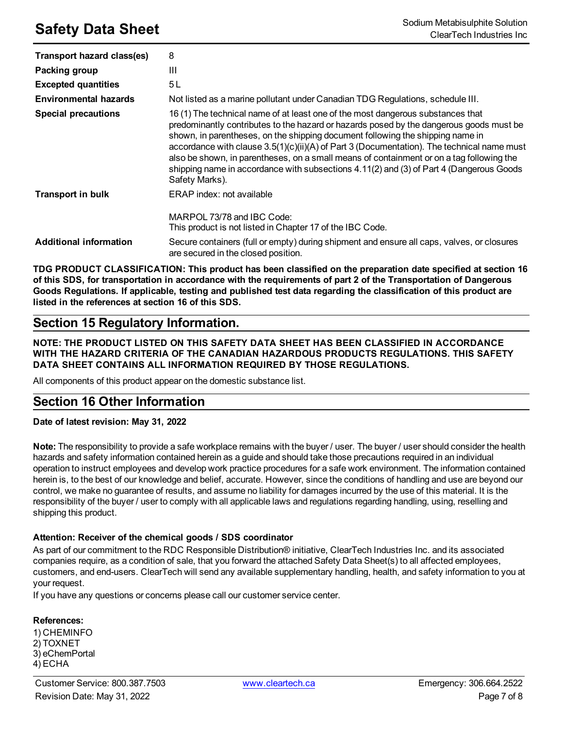| | |
|---|---|
| **Transport hazard class(es)** | 8 |
| **Packing group** | III |
| **Excepted quantities** | 5 L |
| **Environmental hazards** | Not listed as a marine pollutant under Canadian TDG Regulations, schedule III. |
| **Special precautions** | 16 (1) The technical name of at least one of the most dangerous substances that predominantly contributes to the hazard or hazards posed by the dangerous goods must be shown, in parentheses, on the shipping document following the shipping name in accordance with clause 3.5(1)(c)(ii)(A) of Part 3 (Documentation). The technical name must also be shown, in parentheses, on a small means of containment or on a tag following the shipping name in accordance with subsections 4.11(2) and (3) of Part 4 (Dangerous Goods Safety Marks). |
| **Transport in bulk** | ERAP index: not available<br><br>MARPOL 73/78 and IBC Code:<br>This product is not listed in Chapter 17 of the IBC Code. |
| **Additional information** | Secure containers (full or empty) during shipment and ensure all caps, valves, or closures are secured in the closed position. |

**TDG PRODUCT CLASSIFICATION: This product has been classified on the preparation date specified at section 16 of this SDS, for transportation in accordance with the requirements of part 2 of the Transportation of Dangerous Goods Regulations. If applicable, testing and published test data regarding the classification of this product are listed in the references at section 16 of this SDS.**

## Section 15 Regulatory Information.

**NOTE: THE PRODUCT LISTED ON THIS SAFETY DATA SHEET HAS BEEN CLASSIFIED IN ACCORDANCE WITH THE HAZARD CRITERIA OF THE CANADIAN HAZARDOUS PRODUCTS REGULATIONS. THIS SAFETY DATA SHEET CONTAINS ALL INFORMATION REQUIRED BY THOSE REGULATIONS.**

All components of this product appear on the domestic substance list.

## Section 16 Other Information

**Date of latest revision: May 31, 2022**

**Note:** The responsibility to provide a safe workplace remains with the buyer / user. The buyer / user should consider the health hazards and safety information contained herein as a guide and should take those precautions required in an individual operation to instruct employees and develop work practice procedures for a safe work environment. The information contained herein is, to the best of our knowledge and belief, accurate. However, since the conditions of handling and use are beyond our control, we make no guarantee of results, and assume no liability for damages incurred by the use of this material. It is the responsibility of the buyer / user to comply with all applicable laws and regulations regarding handling, using, reselling and shipping this product.

**Attention: Receiver of the chemical goods / SDS coordinator**

As part of our commitment to the RDC Responsible Distribution® initiative, ClearTech Industries Inc. and its associated companies require, as a condition of sale, that you forward the attached Safety Data Sheet(s) to all affected employees, customers, and end-users. ClearTech will send any available supplementary handling, health, and safety information to you at your request.

If you have any questions or concerns please call our customer service center.

**References:**

1) CHEMINFO
2) TOXNET
3) eChemPortal
4) ECHA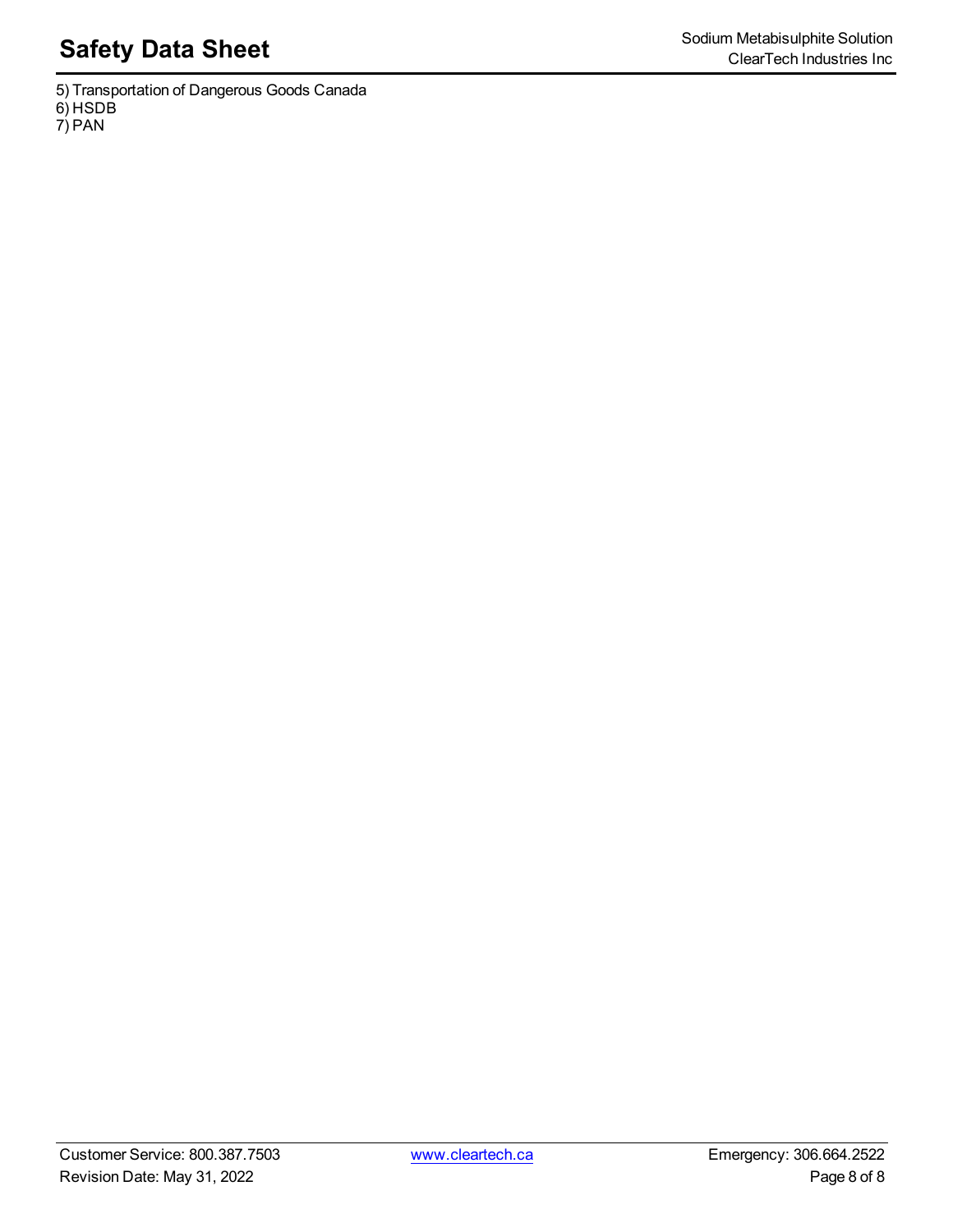5) Transportation of Dangerous Goods Canada
6) HSDB
7) PAN